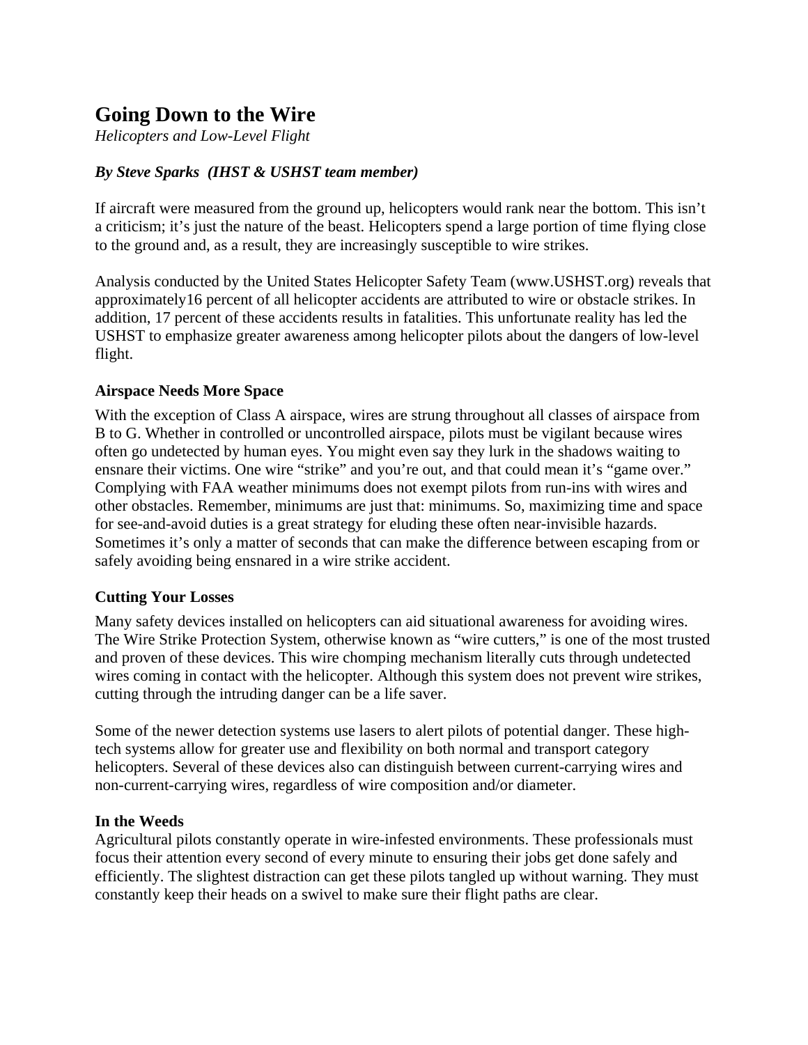# Going Down to the Wire

*Helicopters and Low-Level Flight*

***By Steve Sparks (IHST & USHST team member)***

If aircraft were measured from the ground up, helicopters would rank near the bottom. This isn't a criticism; it's just the nature of the beast. Helicopters spend a large portion of time flying close to the ground and, as a result, they are increasingly susceptible to wire strikes.

Analysis conducted by the United States Helicopter Safety Team (www.USHST.org) reveals that approximately16 percent of all helicopter accidents are attributed to wire or obstacle strikes. In addition, 17 percent of these accidents results in fatalities. This unfortunate reality has led the USHST to emphasize greater awareness among helicopter pilots about the dangers of low-level flight.

### Airspace Needs More Space

With the exception of Class A airspace, wires are strung throughout all classes of airspace from B to G. Whether in controlled or uncontrolled airspace, pilots must be vigilant because wires often go undetected by human eyes. You might even say they lurk in the shadows waiting to ensnare their victims. One wire "strike" and you're out, and that could mean it's "game over." Complying with FAA weather minimums does not exempt pilots from run-ins with wires and other obstacles. Remember, minimums are just that: minimums. So, maximizing time and space for see-and-avoid duties is a great strategy for eluding these often near-invisible hazards. Sometimes it's only a matter of seconds that can make the difference between escaping from or safely avoiding being ensnared in a wire strike accident.

### Cutting Your Losses

Many safety devices installed on helicopters can aid situational awareness for avoiding wires. The Wire Strike Protection System, otherwise known as "wire cutters," is one of the most trusted and proven of these devices. This wire chomping mechanism literally cuts through undetected wires coming in contact with the helicopter. Although this system does not prevent wire strikes, cutting through the intruding danger can be a life saver.

Some of the newer detection systems use lasers to alert pilots of potential danger. These high-tech systems allow for greater use and flexibility on both normal and transport category helicopters. Several of these devices also can distinguish between current-carrying wires and non-current-carrying wires, regardless of wire composition and/or diameter.

### In the Weeds

Agricultural pilots constantly operate in wire-infested environments. These professionals must focus their attention every second of every minute to ensuring their jobs get done safely and efficiently. The slightest distraction can get these pilots tangled up without warning. They must constantly keep their heads on a swivel to make sure their flight paths are clear.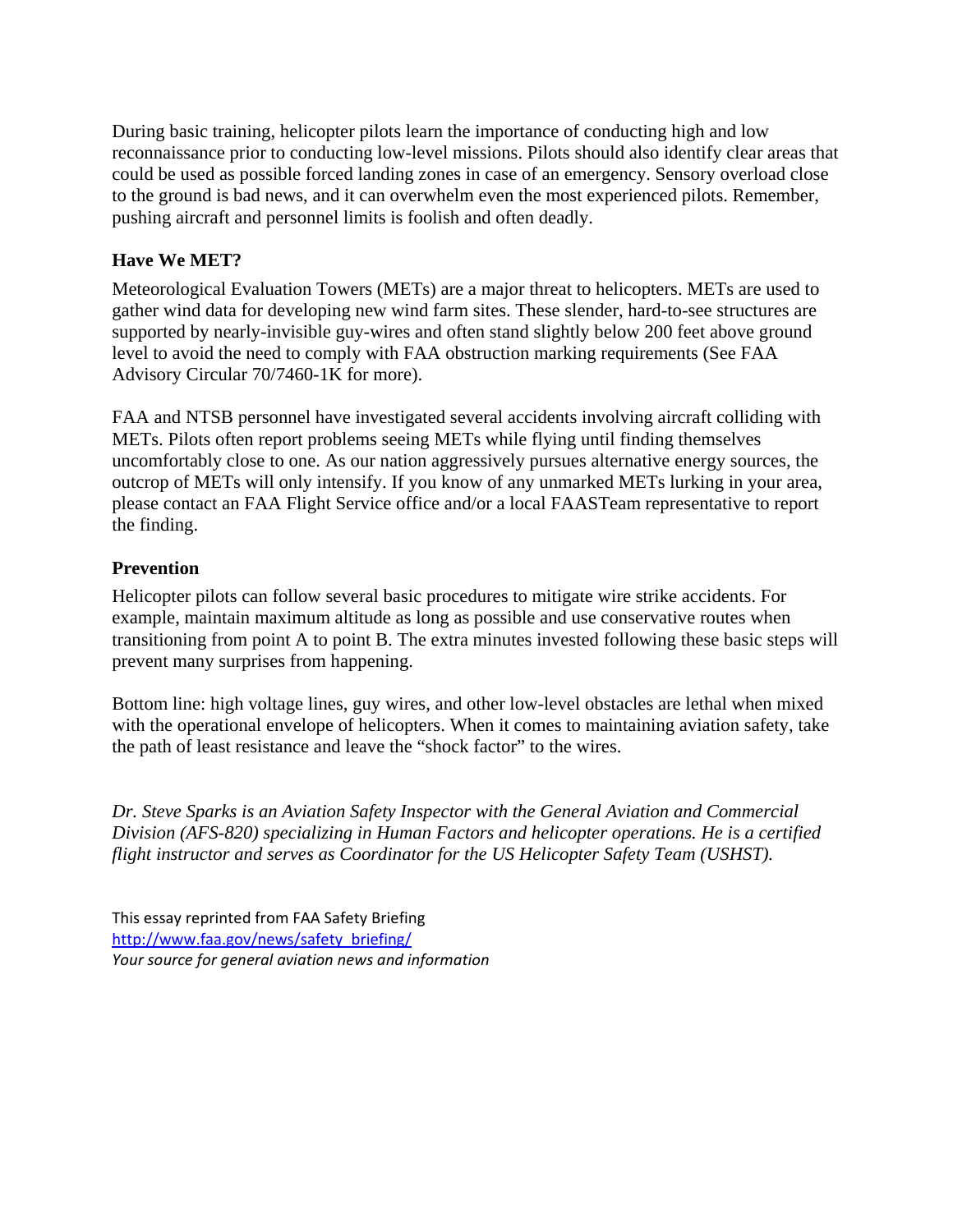During basic training, helicopter pilots learn the importance of conducting high and low reconnaissance prior to conducting low-level missions. Pilots should also identify clear areas that could be used as possible forced landing zones in case of an emergency. Sensory overload close to the ground is bad news, and it can overwhelm even the most experienced pilots. Remember, pushing aircraft and personnel limits is foolish and often deadly.

### Have We MET?

Meteorological Evaluation Towers (METs) are a major threat to helicopters. METs are used to gather wind data for developing new wind farm sites. These slender, hard-to-see structures are supported by nearly-invisible guy-wires and often stand slightly below 200 feet above ground level to avoid the need to comply with FAA obstruction marking requirements (See FAA Advisory Circular 70/7460-1K for more).

FAA and NTSB personnel have investigated several accidents involving aircraft colliding with METs. Pilots often report problems seeing METs while flying until finding themselves uncomfortably close to one. As our nation aggressively pursues alternative energy sources, the outcrop of METs will only intensify. If you know of any unmarked METs lurking in your area, please contact an FAA Flight Service office and/or a local FAASTeam representative to report the finding.

### Prevention

Helicopter pilots can follow several basic procedures to mitigate wire strike accidents. For example, maintain maximum altitude as long as possible and use conservative routes when transitioning from point A to point B. The extra minutes invested following these basic steps will prevent many surprises from happening.

Bottom line: high voltage lines, guy wires, and other low-level obstacles are lethal when mixed with the operational envelope of helicopters. When it comes to maintaining aviation safety, take the path of least resistance and leave the “shock factor” to the wires.

*Dr. Steve Sparks is an Aviation Safety Inspector with the General Aviation and Commercial Division (AFS-820) specializing in Human Factors and helicopter operations. He is a certified flight instructor and serves as Coordinator for the US Helicopter Safety Team (USHST).*

This essay reprinted from FAA Safety Briefing
http://www.faa.gov/news/safety_briefing/
*Your source for general aviation news and information*